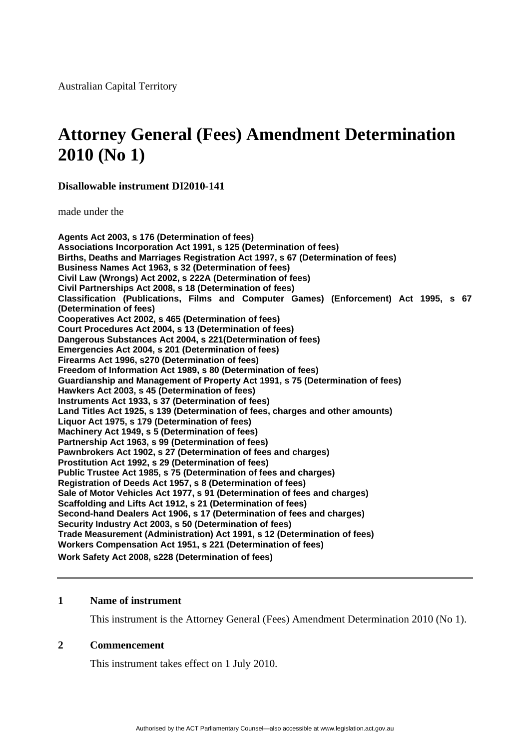Australian Capital Territory

# Attorney General (Fees) Amendment Determination 2010 (No 1)

**Disallowable instrument DI2010-141**

made under the

**Agents Act 2003, s 176 (Determination of fees)**
**Associations Incorporation Act 1991, s 125 (Determination of fees)**
**Births, Deaths and Marriages Registration Act 1997, s 67 (Determination of fees)**
**Business Names Act 1963, s 32 (Determination of fees)**
**Civil Law (Wrongs) Act 2002, s 222A (Determination of fees)**
**Civil Partnerships Act 2008, s 18 (Determination of fees)**
**Classification (Publications, Films and Computer Games) (Enforcement) Act 1995, s 67 (Determination of fees)**
**Cooperatives Act 2002, s 465 (Determination of fees)**
**Court Procedures Act 2004, s 13 (Determination of fees)**
**Dangerous Substances Act 2004, s 221(Determination of fees)**
**Emergencies Act 2004, s 201 (Determination of fees)**
**Firearms Act 1996, s270 (Determination of fees)**
**Freedom of Information Act 1989, s 80 (Determination of fees)**
**Guardianship and Management of Property Act 1991, s 75 (Determination of fees)**
**Hawkers Act 2003, s 45 (Determination of fees)**
**Instruments Act 1933, s 37 (Determination of fees)**
**Land Titles Act 1925, s 139 (Determination of fees, charges and other amounts)**
**Liquor Act 1975, s 179 (Determination of fees)**
**Machinery Act 1949, s 5 (Determination of fees)**
**Partnership Act 1963, s 99 (Determination of fees)**
**Pawnbrokers Act 1902, s 27 (Determination of fees and charges)**
**Prostitution Act 1992, s 29 (Determination of fees)**
**Public Trustee Act 1985, s 75 (Determination of fees and charges)**
**Registration of Deeds Act 1957, s 8 (Determination of fees)**
**Sale of Motor Vehicles Act 1977, s 91 (Determination of fees and charges)**
**Scaffolding and Lifts Act 1912, s 21 (Determination of fees)**
**Second-hand Dealers Act 1906, s 17 (Determination of fees and charges)**
**Security Industry Act 2003, s 50 (Determination of fees)**
**Trade Measurement (Administration) Act 1991, s 12 (Determination of fees)**
**Workers Compensation Act 1951, s 221 (Determination of fees)**
**Work Safety Act 2008, s228 (Determination of fees)**

---

### 1 Name of instrument

This instrument is the Attorney General (Fees) Amendment Determination 2010 (No 1).

### 2 Commencement

This instrument takes effect on 1 July 2010.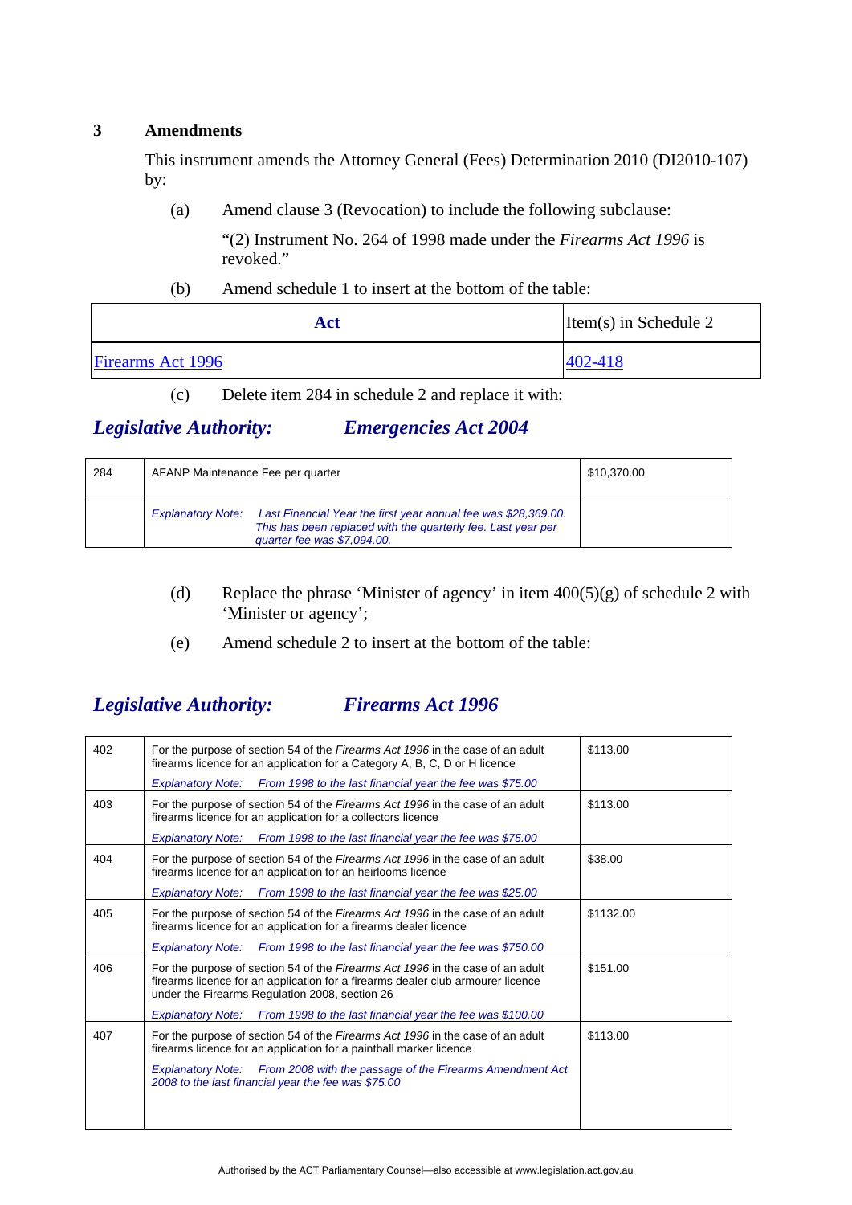## 3 Amendments

This instrument amends the Attorney General (Fees) Determination 2010 (DI2010-107) by:

(a) Amend clause 3 (Revocation) to include the following subclause:

"(2) Instrument No. 264 of 1998 made under the *Firearms Act 1996* is revoked."

(b) Amend schedule 1 to insert at the bottom of the table:

| Act | Item(s) in Schedule 2 |
|---|---|
| Firearms Act 1996 | 402-418 |

(c) Delete item 284 in schedule 2 and replace it with:

***Legislative Authority: Emergencies Act 2004***

| | | |
|---|---|---|
| 284 | AFANP Maintenance Fee per quarter | $10,370.00 |
| | *Explanatory Note: Last Financial Year the first year annual fee was $28,369.00. This has been replaced with the quarterly fee. Last year per quarter fee was $7,094.00.* | |

(d) Replace the phrase 'Minister of agency' in item 400(5)(g) of schedule 2 with 'Minister or agency';

(e) Amend schedule 2 to insert at the bottom of the table:

***Legislative Authority: Firearms Act 1996***

| | | |
|---|---|---|
| 402 | For the purpose of section 54 of the *Firearms Act 1996* in the case of an adult firearms licence for an application for a Category A, B, C, D or H licence<br>*Explanatory Note: From 1998 to the last financial year the fee was $75.00* | $113.00 |
| 403 | For the purpose of section 54 of the *Firearms Act 1996* in the case of an adult firearms licence for an application for a collectors licence<br>*Explanatory Note: From 1998 to the last financial year the fee was $75.00* | $113.00 |
| 404 | For the purpose of section 54 of the *Firearms Act 1996* in the case of an adult firearms licence for an application for an heirlooms licence<br>*Explanatory Note: From 1998 to the last financial year the fee was $25.00* | $38.00 |
| 405 | For the purpose of section 54 of the *Firearms Act 1996* in the case of an adult firearms licence for an application for a firearms dealer licence<br>*Explanatory Note: From 1998 to the last financial year the fee was $750.00* | $1132.00 |
| 406 | For the purpose of section 54 of the *Firearms Act 1996* in the case of an adult firearms licence for an application for a firearms dealer club armourer licence under the Firearms Regulation 2008, section 26<br>*Explanatory Note: From 1998 to the last financial year the fee was $100.00* | $151.00 |
| 407 | For the purpose of section 54 of the *Firearms Act 1996* in the case of an adult firearms licence for an application for a paintball marker licence<br>*Explanatory Note: From 2008 with the passage of the Firearms Amendment Act 2008 to the last financial year the fee was $75.00* | $113.00 |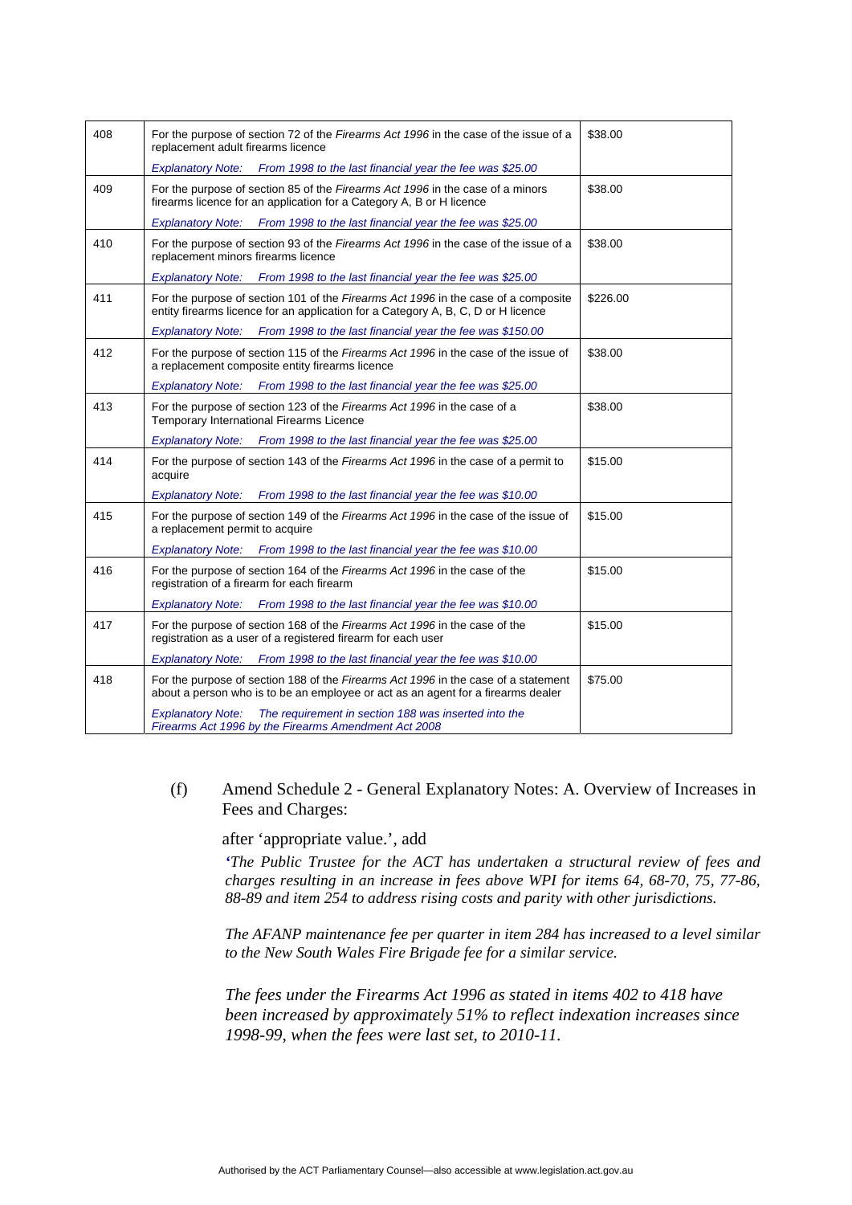| | | |
|---|---|---|
| 408 | For the purpose of section 72 of the *Firearms Act 1996* in the case of the issue of a replacement adult firearms licence<br>*Explanatory Note: From 1998 to the last financial year the fee was $25.00* | $38.00 |
| 409 | For the purpose of section 85 of the *Firearms Act 1996* in the case of a minors firearms licence for an application for a Category A, B or H licence<br>*Explanatory Note: From 1998 to the last financial year the fee was $25.00* | $38.00 |
| 410 | For the purpose of section 93 of the *Firearms Act 1996* in the case of the issue of a replacement minors firearms licence<br>*Explanatory Note: From 1998 to the last financial year the fee was $25.00* | $38.00 |
| 411 | For the purpose of section 101 of the *Firearms Act 1996* in the case of a composite entity firearms licence for an application for a Category A, B, C, D or H licence<br>*Explanatory Note: From 1998 to the last financial year the fee was $150.00* | $226.00 |
| 412 | For the purpose of section 115 of the *Firearms Act 1996* in the case of the issue of a replacement composite entity firearms licence<br>*Explanatory Note: From 1998 to the last financial year the fee was $25.00* | $38.00 |
| 413 | For the purpose of section 123 of the *Firearms Act 1996* in the case of a Temporary International Firearms Licence<br>*Explanatory Note: From 1998 to the last financial year the fee was $25.00* | $38.00 |
| 414 | For the purpose of section 143 of the *Firearms Act 1996* in the case of a permit to acquire<br>*Explanatory Note: From 1998 to the last financial year the fee was $10.00* | $15.00 |
| 415 | For the purpose of section 149 of the *Firearms Act 1996* in the case of the issue of a replacement permit to acquire<br>*Explanatory Note: From 1998 to the last financial year the fee was $10.00* | $15.00 |
| 416 | For the purpose of section 164 of the *Firearms Act 1996* in the case of the registration of a firearm for each firearm<br>*Explanatory Note: From 1998 to the last financial year the fee was $10.00* | $15.00 |
| 417 | For the purpose of section 168 of the *Firearms Act 1996* in the case of the registration as a user of a registered firearm for each user<br>*Explanatory Note: From 1998 to the last financial year the fee was $10.00* | $15.00 |
| 418 | For the purpose of section 188 of the *Firearms Act 1996* in the case of a statement about a person who is to be an employee or act as an agent for a firearms dealer<br>*Explanatory Note: The requirement in section 188 was inserted into the Firearms Act 1996 by the Firearms Amendment Act 2008* | $75.00 |

(f) Amend Schedule 2 - General Explanatory Notes: A. Overview of Increases in Fees and Charges:

after 'appropriate value.', add

*'The Public Trustee for the ACT has undertaken a structural review of fees and charges resulting in an increase in fees above WPI for items 64, 68-70, 75, 77-86, 88-89 and item 254 to address rising costs and parity with other jurisdictions.*

*The AFANP maintenance fee per quarter in item 284 has increased to a level similar to the New South Wales Fire Brigade fee for a similar service.*

*The fees under the Firearms Act 1996 as stated in items 402 to 418 have been increased by approximately 51% to reflect indexation increases since 1998-99, when the fees were last set, to 2010-11.*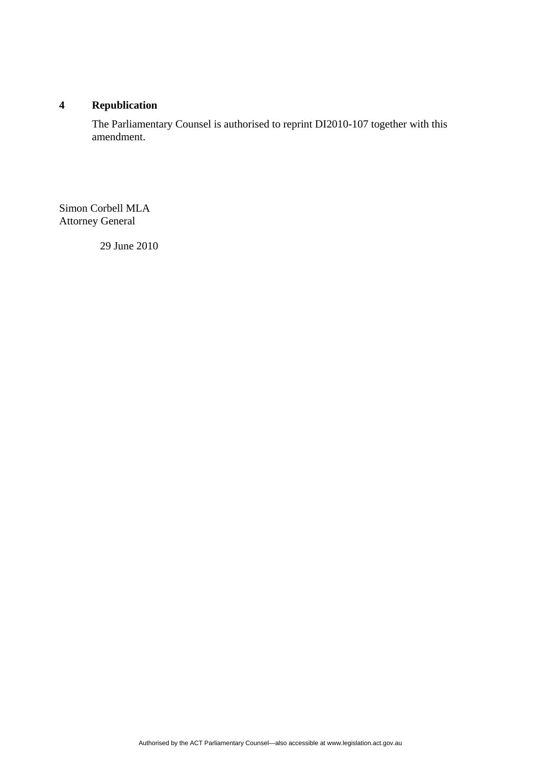## 4 Republication

The Parliamentary Counsel is authorised to reprint DI2010-107 together with this amendment.

Simon Corbell MLA
Attorney General

29 June 2010